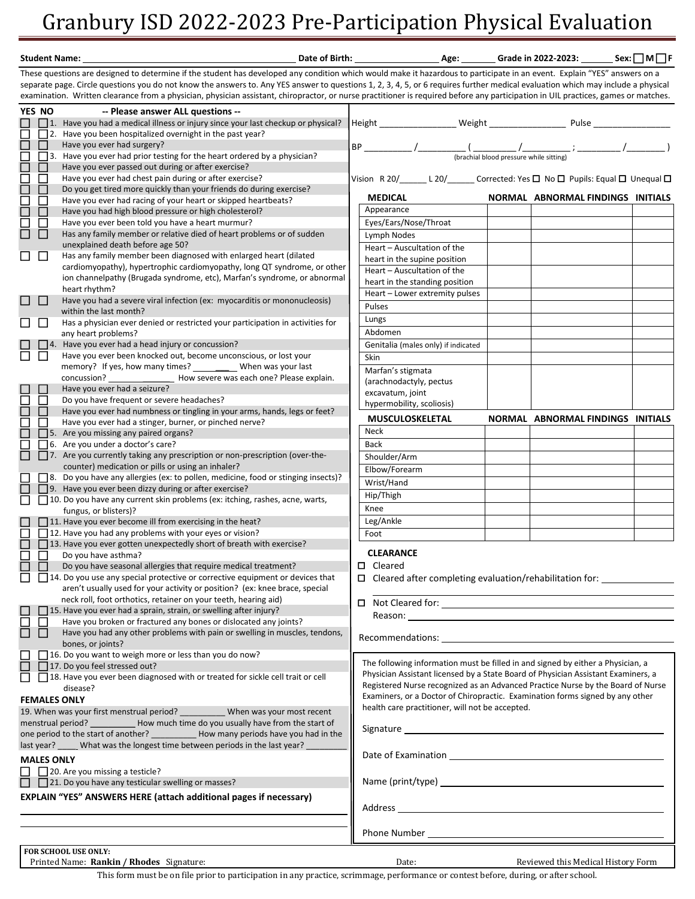# Granbury ISD 2022-2023 Pre-Participation Physical Evaluation

**Student Name:** ______________________ **Date of Birth:** __________ **Age:** ______ **Grade in 2022-2023:** ______ **Sex:** ☐ M ☐ F

These questions are designed to determine if the student has developed any condition which would make it hazardous to participate in an event. Explain "YES" answers on a separate page. Circle questions you do not know the answers to. Any YES answer to questions 1, 2, 3, 4, 5, or 6 requires further medical evaluation which may include a physical examination. Written clearance from a physician, physician assistant, chiropractor, or nurse practitioner is required before any participation in UIL practices, games or matches.

| YES | NO | -- Please answer ALL questions -- |
|---|---|---|
| ☐ | ☐ | 1. Have you had a medical illness or injury since your last checkup or physical? |
| ☐ | ☐ | 2. Have you been hospitalized overnight in the past year? |
| ☐ | ☐ | Have you ever had surgery? |
| ☐ | ☐ | 3. Have you ever had prior testing for the heart ordered by a physician? |
| ☐ | ☐ | Have you ever passed out during or after exercise? |
| ☐ | ☐ | Have you ever had chest pain during or after exercise? |
| ☐ | ☐ | Do you get tired more quickly than your friends do during exercise? |
| ☐ | ☐ | Have you ever had racing of your heart or skipped heartbeats? |
| ☐ | ☐ | Have you had high blood pressure or high cholesterol? |
| ☐ | ☐ | Have you ever been told you have a heart murmur? |
| ☐ | ☐ | Has any family member or relative died of heart problems or of sudden unexplained death before age 50? |
| ☐ | ☐ | Has any family member been diagnosed with enlarged heart (dilated cardiomyopathy), hypertrophic cardiomyopathy, long QT syndrome, or other ion channelpathy (Brugada syndrome, etc), Marfan's syndrome, or abnormal heart rhythm? |
| ☐ | ☐ | Have you had a severe viral infection (ex: myocarditis or mononucleosis) within the last month? |
| ☐ | ☐ | Has a physician ever denied or restricted your participation in activities for any heart problems? |
| ☐ | ☐ | 4. Have you ever had a head injury or concussion? |
| ☐ | ☐ | Have you ever been knocked out, become unconscious, or lost your memory? If yes, how many times? ________ When was your last concussion? ______________ How severe was each one? Please explain. |
| ☐ | ☐ | Have you ever had a seizure? |
| ☐ | ☐ | Do you have frequent or severe headaches? |
| ☐ | ☐ | Have you ever had numbness or tingling in your arms, hands, legs or feet? |
| ☐ | ☐ | Have you ever had a stinger, burner, or pinched nerve? |
| ☐ | ☐ | 5. Are you missing any paired organs? |
| ☐ | ☐ | 6. Are you under a doctor's care? |
| ☐ | ☐ | 7. Are you currently taking any prescription or non-prescription (over-the-counter) medication or pills or using an inhaler? |
| ☐ | ☐ | 8. Do you have any allergies (ex: to pollen, medicine, food or stinging insects)? |
| ☐ | ☐ | 9. Have you ever been dizzy during or after exercise? |
| ☐ | ☐ | 10. Do you have any current skin problems (ex: itching, rashes, acne, warts, fungus, or blisters)? |
| ☐ | ☐ | 11. Have you ever become ill from exercising in the heat? |
| ☐ | ☐ | 12. Have you had any problems with your eyes or vision? |
| ☐ | ☐ | 13. Have you ever gotten unexpectedly short of breath with exercise? |
| ☐ | ☐ | Do you have asthma? |
| ☐ | ☐ | Do you have seasonal allergies that require medical treatment? |
| ☐ | ☐ | 14. Do you use any special protective or corrective equipment or devices that aren't usually used for your activity or position? (ex: knee brace, special neck roll, foot orthotics, retainer on your teeth, hearing aid) |
| ☐ | ☐ | 15. Have you ever had a sprain, strain, or swelling after injury? |
| ☐ | ☐ | Have you broken or fractured any bones or dislocated any joints? |
| ☐ | ☐ | Have you had any other problems with pain or swelling in muscles, tendons, bones, or joints? |
| ☐ | ☐ | 16. Do you want to weigh more or less than you do now? |
| ☐ | ☐ | 17. Do you feel stressed out? |
| ☐ | ☐ | 18. Have you ever been diagnosed with or treated for sickle cell trait or cell disease? |

### FEMALES ONLY

19. When was your first menstrual period? __________ When was your most recent menstrual period? __________ How much time do you usually have from the start of one period to the start of another? __________ How many periods have you had in the last year? _____ What was the longest time between periods in the last year? _________

### MALES ONLY

| YES | NO | |
|---|---|---|
| ☐ | ☐ | 20. Are you missing a testicle? |
| ☐ | ☐ | 21. Do you have any testicular swelling or masses? |

**EXPLAIN "YES" ANSWERS HERE (attach additional pages if necessary)**

______________________________________________

______________________________________________

Height ______________ Weight ______________ Pulse ______________

BP _______ / _______ ( _______ / _______ ; _______ / _______ )
(brachial blood pressure while sitting)

Vision R 20/______ L 20/______ Corrected: Yes ☐ No ☐ Pupils: Equal ☐ Unequal ☐

| MEDICAL | NORMAL | ABNORMAL FINDINGS | INITIALS |
|---|---|---|---|
| Appearance | | | |
| Eyes/Ears/Nose/Throat | | | |
| Lymph Nodes | | | |
| Heart – Auscultation of the heart in the supine position | | | |
| Heart – Auscultation of the heart in the standing position | | | |
| Heart – Lower extremity pulses | | | |
| Pulses | | | |
| Lungs | | | |
| Abdomen | | | |
| Genitalia (males only) if indicated | | | |
| Skin | | | |
| Marfan's stigmata (arachnodactyly, pectus excavatum, joint hypermobility, scoliosis) | | | |

| MUSCULOSKELETAL | NORMAL | ABNORMAL FINDINGS | INITIALS |
|---|---|---|---|
| Neck | | | |
| Back | | | |
| Shoulder/Arm | | | |
| Elbow/Forearm | | | |
| Wrist/Hand | | | |
| Hip/Thigh | | | |
| Knee | | | |
| Leg/Ankle | | | |
| Foot | | | |

### CLEARANCE

- ☐ Cleared
- ☐ Cleared after completing evaluation/rehabilitation for: ______________
- ☐ Not Cleared for: ______________
  Reason: ______________

Recommendations: ______________

The following information must be filled in and signed by either a Physician, a Physician Assistant licensed by a State Board of Physician Assistant Examiners, a Registered Nurse recognized as an Advanced Practice Nurse by the Board of Nurse Examiners, or a Doctor of Chiropractic. Examination forms signed by any other health care practitioner, will not be accepted.

Signature ______________

Date of Examination ______________

Name (print/type) ______________

Address ______________

Phone Number ______________

**FOR SCHOOL USE ONLY:**
Printed Name: **Rankin / Rhodes** Signature: Date: Reviewed this Medical History Form

This form must be on file prior to participation in any practice, scrimmage, performance or contest before, during, or after school.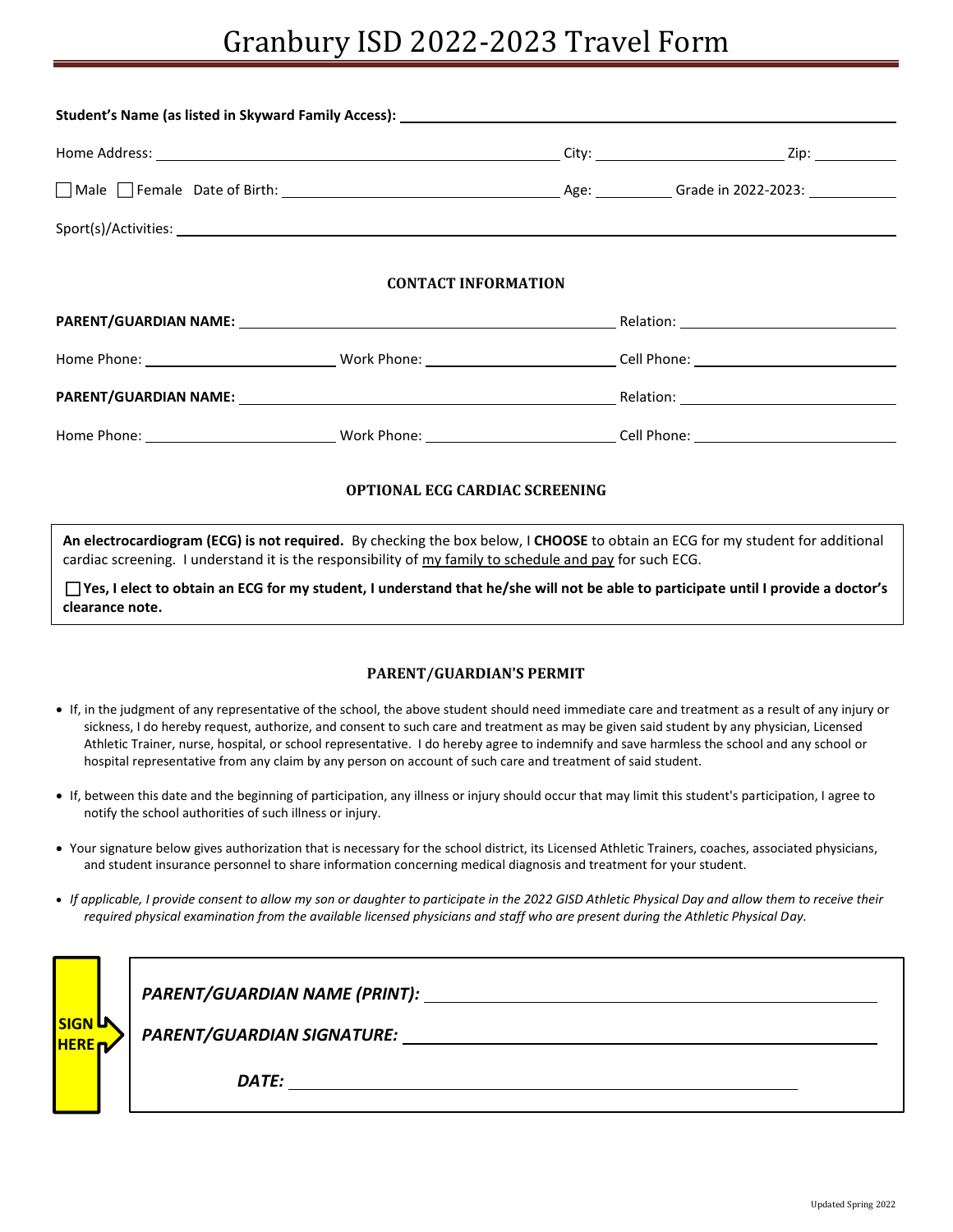# Granbury ISD 2022-2023 Travel Form

**Student's Name (as listed in Skyward Family Access):** ____________________

Home Address: ____________________ City: ____________ Zip: ________

☐ Male ☐ Female Date of Birth: ____________________ Age: ________ Grade in 2022-2023: ________

Sport(s)/Activities: ____________________

## CONTACT INFORMATION

**PARENT/GUARDIAN NAME:** ____________________ Relation: ____________

Home Phone: ____________ Work Phone: ____________ Cell Phone: ____________

**PARENT/GUARDIAN NAME:** ____________________ Relation: ____________

Home Phone: ____________ Work Phone: ____________ Cell Phone: ____________

## OPTIONAL ECG CARDIAC SCREENING

**An electrocardiogram (ECG) is not required.** By checking the box below, I **CHOOSE** to obtain an ECG for my student for additional cardiac screening. I understand it is the responsibility of my family to schedule and pay for such ECG.

☐ **Yes, I elect to obtain an ECG for my student, I understand that he/she will not be able to participate until I provide a doctor's clearance note.**

## PARENT/GUARDIAN'S PERMIT

- If, in the judgment of any representative of the school, the above student should need immediate care and treatment as a result of any injury or sickness, I do hereby request, authorize, and consent to such care and treatment as may be given said student by any physician, Licensed Athletic Trainer, nurse, hospital, or school representative. I do hereby agree to indemnify and save harmless the school and any school or hospital representative from any claim by any person on account of such care and treatment of said student.
- If, between this date and the beginning of participation, any illness or injury should occur that may limit this student's participation, I agree to notify the school authorities of such illness or injury.
- Your signature below gives authorization that is necessary for the school district, its Licensed Athletic Trainers, coaches, associated physicians, and student insurance personnel to share information concerning medical diagnosis and treatment for your student.
- *If applicable, I provide consent to allow my son or daughter to participate in the 2022 GISD Athletic Physical Day and allow them to receive their required physical examination from the available licensed physicians and staff who are present during the Athletic Physical Day.*

**SIGN HERE**

***PARENT/GUARDIAN NAME (PRINT):*** ____________________

***PARENT/GUARDIAN SIGNATURE:*** ____________________

***DATE:*** ____________________

Updated Spring 2022